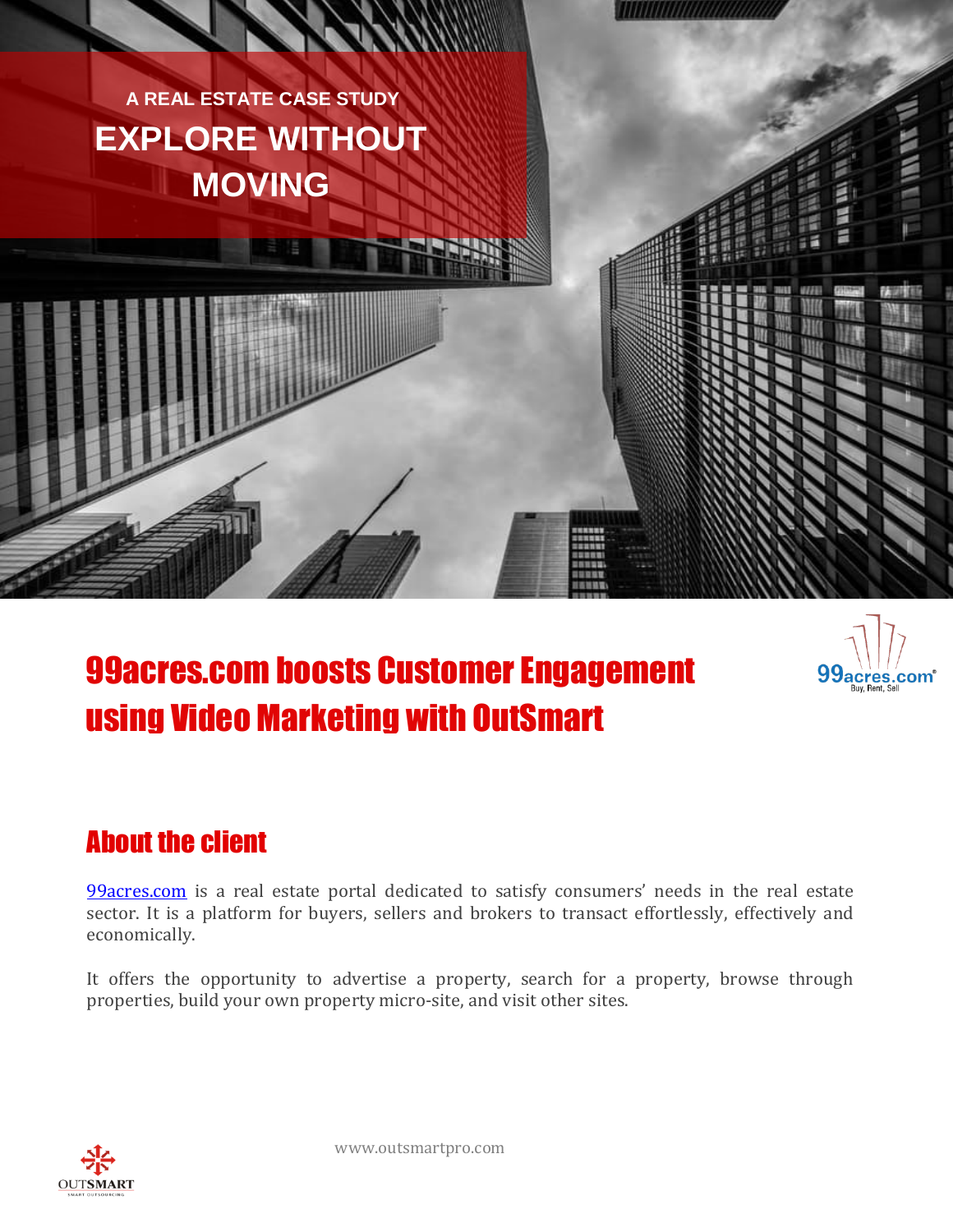A REAL ESTATE CASE STUDY

# EXPLORE WITHOUT MOVING

## 99acres.com boosts Customer Engagement using Video Marketing with OutSmart

## About the client

99acres.com is a real estate portal dedicated to satisfy consumers' needs in the real estate sector. It is a platform for buyers, sellers and brokers to transact effortlessly, effectively and economically.

It offers the opportunity to advertise a property, search for a property, browse through properties, build your own property micro-site, and visit other sites.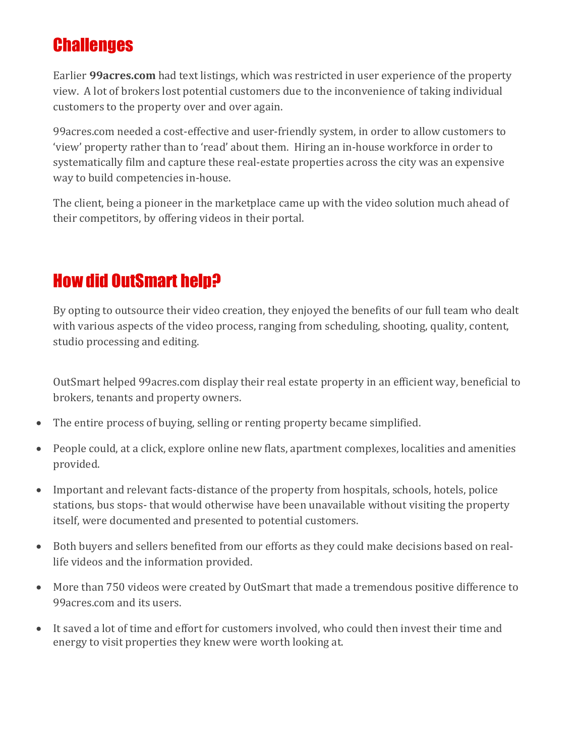## Challenges

Earlier **99acres.com** had text listings, which was restricted in user experience of the property view. A lot of brokers lost potential customers due to the inconvenience of taking individual customers to the property over and over again.

99acres.com needed a cost-effective and user-friendly system, in order to allow customers to 'view' property rather than to 'read' about them. Hiring an in-house workforce in order to systematically film and capture these real-estate properties across the city was an expensive way to build competencies in-house.

The client, being a pioneer in the marketplace came up with the video solution much ahead of their competitors, by offering videos in their portal.

## How did OutSmart help?

By opting to outsource their video creation, they enjoyed the benefits of our full team who dealt with various aspects of the video process, ranging from scheduling, shooting, quality, content, studio processing and editing.

OutSmart helped 99acres.com display their real estate property in an efficient way, beneficial to brokers, tenants and property owners.

- The entire process of buying, selling or renting property became simplified.
- People could, at a click, explore online new flats, apartment complexes, localities and amenities provided.
- Important and relevant facts-distance of the property from hospitals, schools, hotels, police stations, bus stops- that would otherwise have been unavailable without visiting the property itself, were documented and presented to potential customers.
- Both buyers and sellers benefited from our efforts as they could make decisions based on real-life videos and the information provided.
- More than 750 videos were created by OutSmart that made a tremendous positive difference to 99acres.com and its users.
- It saved a lot of time and effort for customers involved, who could then invest their time and energy to visit properties they knew were worth looking at.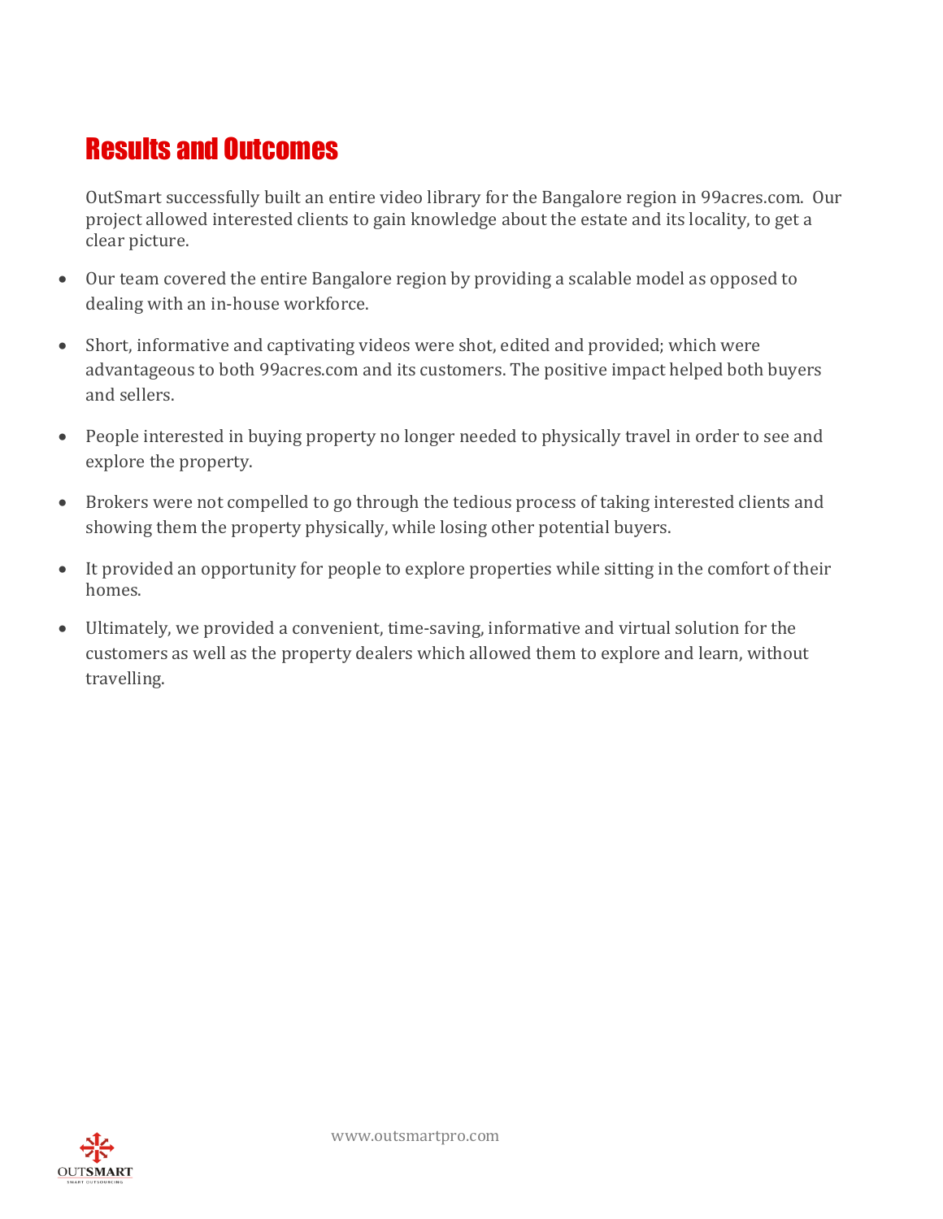## Results and Outcomes

OutSmart successfully built an entire video library for the Bangalore region in 99acres.com. Our project allowed interested clients to gain knowledge about the estate and its locality, to get a clear picture.

- Our team covered the entire Bangalore region by providing a scalable model as opposed to dealing with an in-house workforce.
- Short, informative and captivating videos were shot, edited and provided; which were advantageous to both 99acres.com and its customers. The positive impact helped both buyers and sellers.
- People interested in buying property no longer needed to physically travel in order to see and explore the property.
- Brokers were not compelled to go through the tedious process of taking interested clients and showing them the property physically, while losing other potential buyers.
- It provided an opportunity for people to explore properties while sitting in the comfort of their homes.
- Ultimately, we provided a convenient, time-saving, informative and virtual solution for the customers as well as the property dealers which allowed them to explore and learn, without travelling.